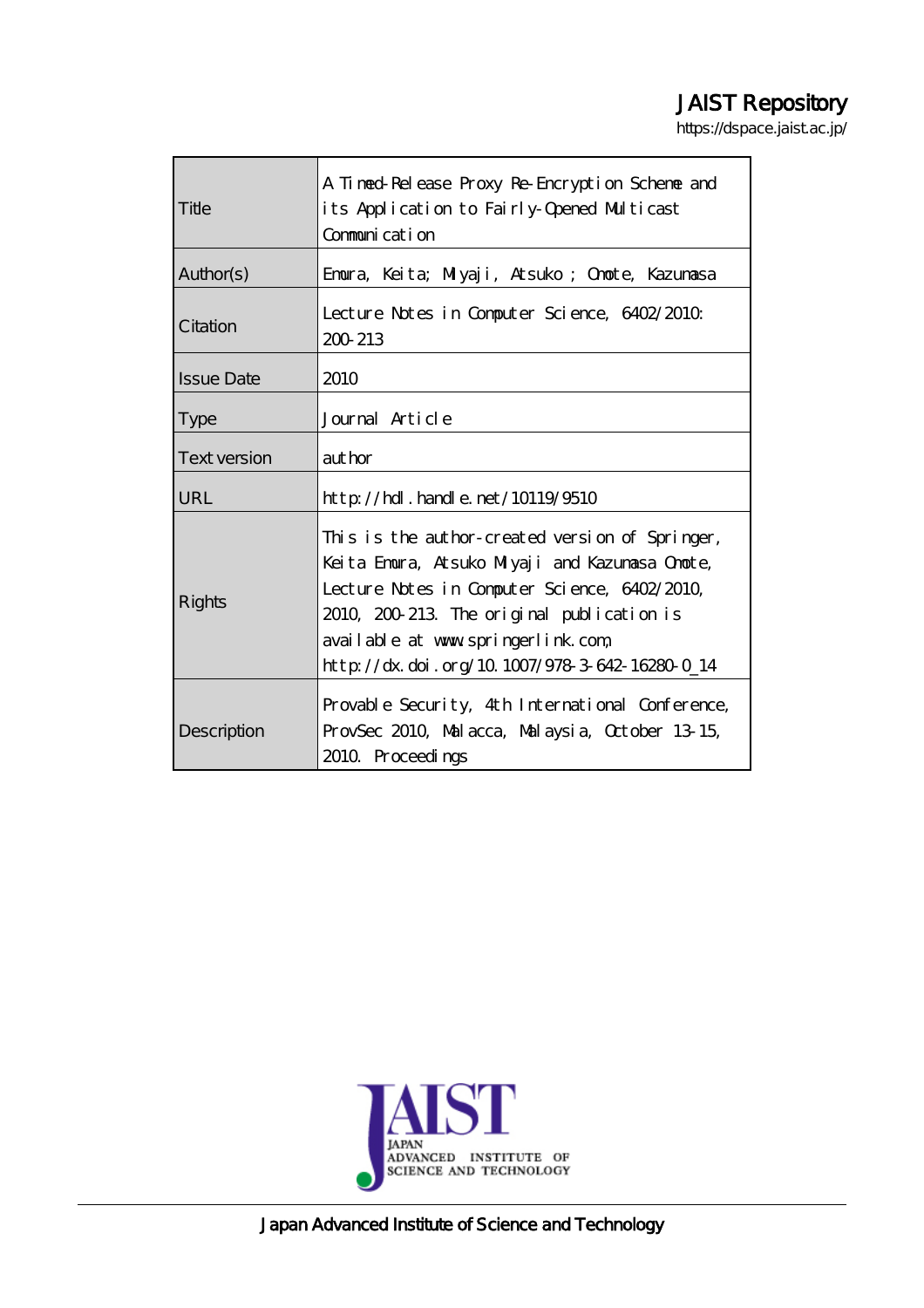# JAIST Repository

https://dspace.jaist.ac.jp/

| | |
|---|---|
| Title | A Timed-Release Proxy Re-Encryption Scheme and its Application to Fairly-Opened Multicast Communication |
| Author(s) | Emura, Keita; Miyaji, Atsuko ; Omote, Kazumasa |
| Citation | Lecture Notes in Computer Science, 6402/2010: 200-213 |
| Issue Date | 2010 |
| Type | Journal Article |
| Text version | author |
| URL | http://hdl.handle.net/10119/9510 |
| Rights | This is the author-created version of Springer, Keita Emura, Atsuko Miyaji and Kazumasa Omote, Lecture Notes in Computer Science, 6402/2010, 2010, 200-213. The original publication is available at www.springerlink.com, http://dx.doi.org/10.1007/978-3-642-16280-0_14 |
| Description | Provable Security, 4th International Conference, ProvSec 2010, Malacca, Malaysia, October 13-15, 2010. Proceedings |

JAPAN ADVANCED INSTITUTE OF SCIENCE AND TECHNOLOGY

Japan Advanced Institute of Science and Technology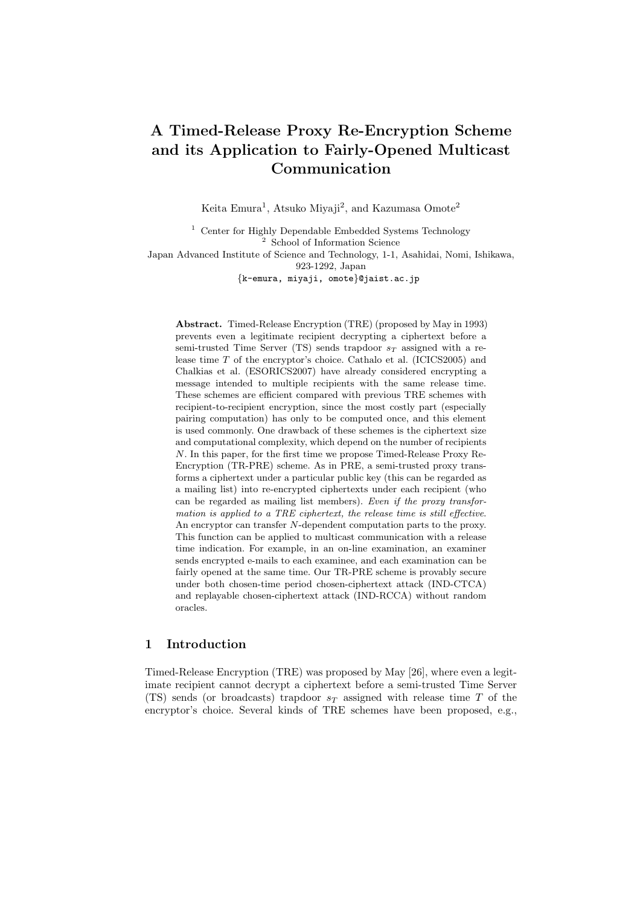# A Timed-Release Proxy Re-Encryption Scheme and its Application to Fairly-Opened Multicast Communication

Keita Emura[1], Atsuko Miyaji[2], and Kazumasa Omote[2]

[1] Center for Highly Dependable Embedded Systems Technology
[2] School of Information Science
Japan Advanced Institute of Science and Technology, 1-1, Asahidai, Nomi, Ishikawa, 923-1292, Japan
{k-emura, miyaji, omote}@jaist.ac.jp

**Abstract.** Timed-Release Encryption (TRE) (proposed by May in 1993) prevents even a legitimate recipient decrypting a ciphertext before a semi-trusted Time Server (TS) sends trapdoor $s_T$ assigned with a release time $T$ of the encryptor's choice. Cathalo et al. (ICICS2005) and Chalkias et al. (ESORICS2007) have already considered encrypting a message intended to multiple recipients with the same release time. These schemes are efficient compared with previous TRE schemes with recipient-to-recipient encryption, since the most costly part (especially pairing computation) has only to be computed once, and this element is used commonly. One drawback of these schemes is the ciphertext size and computational complexity, which depend on the number of recipients $N$. In this paper, for the first time we propose Timed-Release Proxy Re-Encryption (TR-PRE) scheme. As in PRE, a semi-trusted proxy transforms a ciphertext under a particular public key (this can be regarded as a mailing list) into re-encrypted ciphertexts under each recipient (who can be regarded as mailing list members). *Even if the proxy transformation is applied to a TRE ciphertext, the release time is still effective.* An encryptor can transfer $N$-dependent computation parts to the proxy. This function can be applied to multicast communication with a release time indication. For example, in an on-line examination, an examiner sends encrypted e-mails to each examinee, and each examination can be fairly opened at the same time. Our TR-PRE scheme is provably secure under both chosen-time period chosen-ciphertext attack (IND-CTCA) and replayable chosen-ciphertext attack (IND-RCCA) without random oracles.

## 1 Introduction

Timed-Release Encryption (TRE) was proposed by May [26], where even a legitimate recipient cannot decrypt a ciphertext before a semi-trusted Time Server (TS) sends (or broadcasts) trapdoor $s_T$ assigned with release time $T$ of the encryptor's choice. Several kinds of TRE schemes have been proposed, e.g.,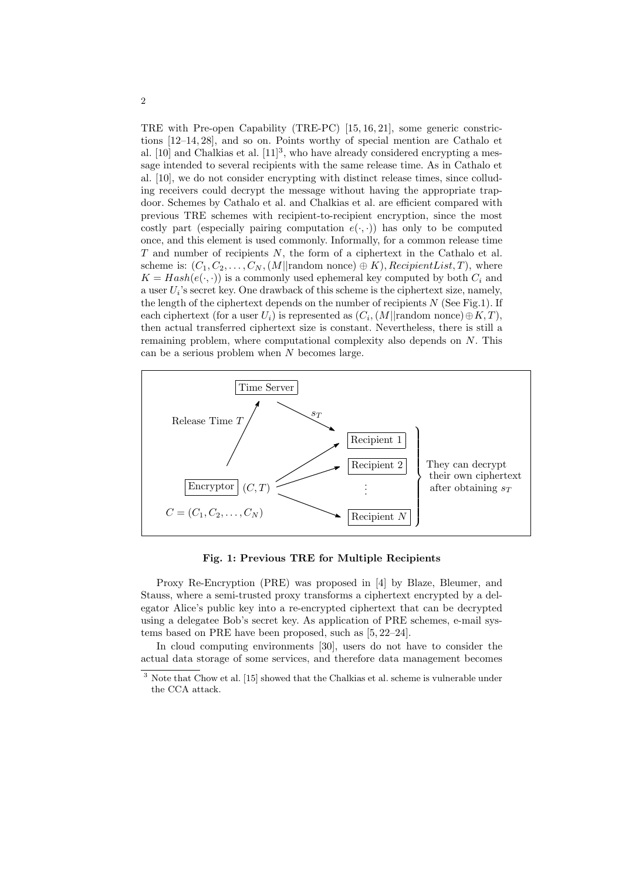TRE with Pre-open Capability (TRE-PC) [15, 16, 21], some generic constrictions [12–14, 28], and so on. Points worthy of special mention are Cathalo et al. [10] and Chalkias et al. [11][3], who have already considered encrypting a message intended to several recipients with the same release time. As in Cathalo et al. [10], we do not consider encrypting with distinct release times, since colluding receivers could decrypt the message without having the appropriate trapdoor. Schemes by Cathalo et al. and Chalkias et al. are efficient compared with previous TRE schemes with recipient-to-recipient encryption, since the most costly part (especially pairing computation $e(\cdot, \cdot)$) has only to be computed once, and this element is used commonly. Informally, for a common release time $T$ and number of recipients $N$, the form of a ciphertext in the Cathalo et al. scheme is: $(C_1, C_2, \ldots, C_N, (M||\text{random nonce}) \oplus K), RecipientList, T)$, where $K = Hash(e(\cdot, \cdot))$ is a commonly used ephemeral key computed by both $C_i$ and a user $U_i$'s secret key. One drawback of this scheme is the ciphertext size, namely, the length of the ciphertext depends on the number of recipients $N$ (See Fig.1). If each ciphertext (for a user $U_i$) is represented as $(C_i, (M||\text{random nonce}) \oplus K, T)$, then actual transferred ciphertext size is constant. Nevertheless, there is still a remaining problem, where computational complexity also depends on $N$. This can be a serious problem when $N$ becomes large.

Time Server

Release Time $T$

$s_T$

Recipient 1

Recipient 2

Encryptor $(C, T)$

$\vdots$

Recipient $N$

$C = (C_1, C_2, \ldots, C_N)$

They can decrypt their own ciphertext after obtaining $s_T$

**Fig. 1: Previous TRE for Multiple Recipients**

Proxy Re-Encryption (PRE) was proposed in [4] by Blaze, Bleumer, and Stauss, where a semi-trusted proxy transforms a ciphertext encrypted by a delegator Alice's public key into a re-encrypted ciphertext that can be decrypted using a delegatee Bob's secret key. As application of PRE schemes, e-mail systems based on PRE have been proposed, such as [5, 22–24].

In cloud computing environments [30], users do not have to consider the actual data storage of some services, and therefore data management becomes

[3] Note that Chow et al. [15] showed that the Chalkias et al. scheme is vulnerable under the CCA attack.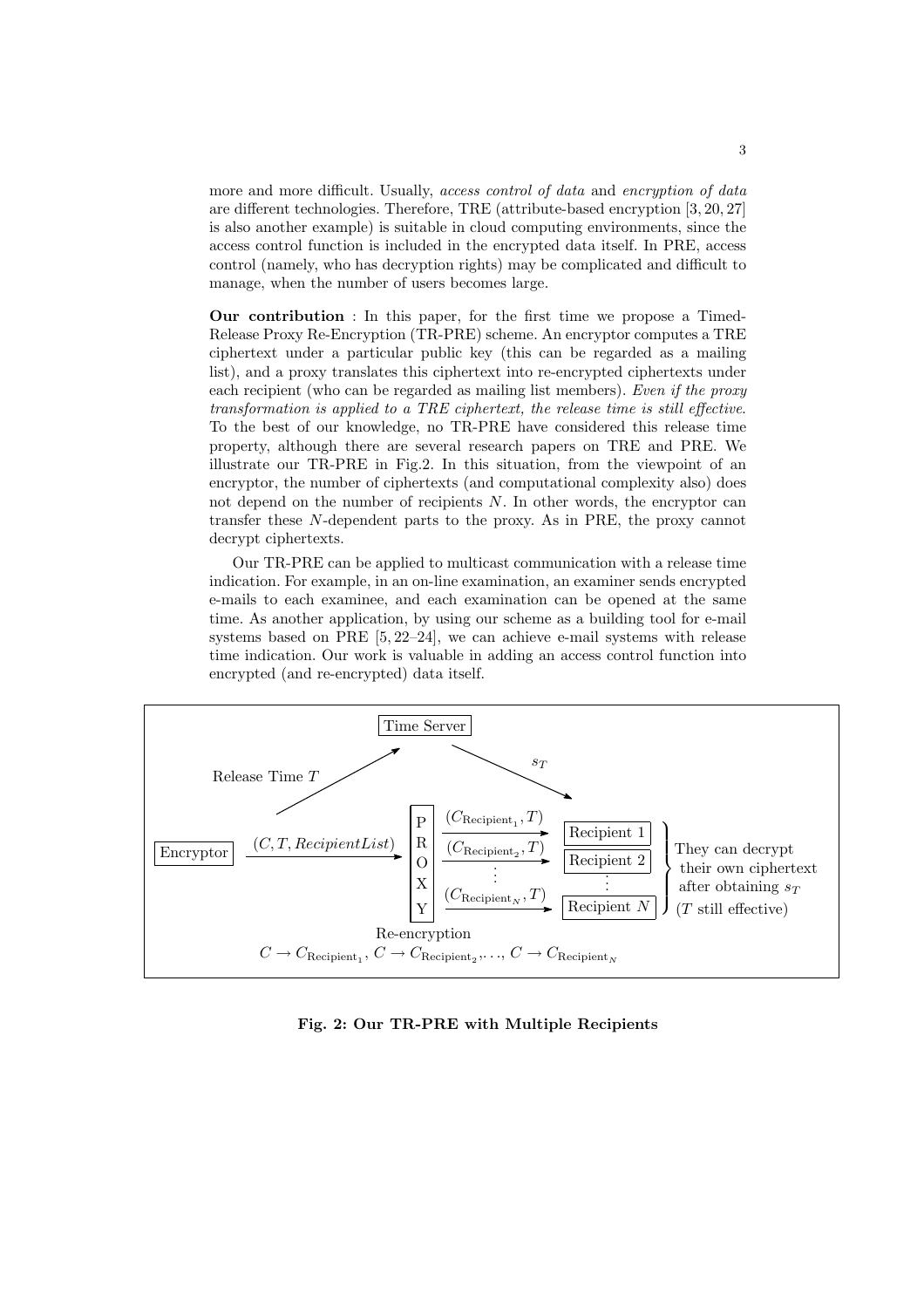more and more difficult. Usually, *access control of data* and *encryption of data* are different technologies. Therefore, TRE (attribute-based encryption [3, 20, 27] is also another example) is suitable in cloud computing environments, since the access control function is included in the encrypted data itself. In PRE, access control (namely, who has decryption rights) may be complicated and difficult to manage, when the number of users becomes large.

**Our contribution** : In this paper, for the first time we propose a Timed-Release Proxy Re-Encryption (TR-PRE) scheme. An encryptor computes a TRE ciphertext under a particular public key (this can be regarded as a mailing list), and a proxy translates this ciphertext into re-encrypted ciphertexts under each recipient (who can be regarded as mailing list members). *Even if the proxy transformation is applied to a TRE ciphertext, the release time is still effective.* To the best of our knowledge, no TR-PRE have considered this release time property, although there are several research papers on TRE and PRE. We illustrate our TR-PRE in Fig.2. In this situation, from the viewpoint of an encryptor, the number of ciphertexts (and computational complexity also) does not depend on the number of recipients $N$. In other words, the encryptor can transfer these $N$-dependent parts to the proxy. As in PRE, the proxy cannot decrypt ciphertexts.

Our TR-PRE can be applied to multicast communication with a release time indication. For example, in an on-line examination, an examiner sends encrypted e-mails to each examinee, and each examination can be opened at the same time. As another application, by using our scheme as a building tool for e-mail systems based on PRE [5, 22–24], we can achieve e-mail systems with release time indication. Our work is valuable in adding an access control function into encrypted (and re-encrypted) data itself.

Time Server

Release Time $T$

$s_T$

Encryptor

$(C, T, RecipientList)$

PROXY

$(C_{\text{Recipient}_1}, T)$

$(C_{\text{Recipient}_2}, T)$

$(C_{\text{Recipient}_N}, T)$

Recipient 1

Recipient 2

Recipient $N$

They can decrypt their own ciphertext after obtaining $s_T$ ($T$ still effective)

Re-encryption

$C \to C_{\text{Recipient}_1}$, $C \to C_{\text{Recipient}_2}$, ..., $C \to C_{\text{Recipient}_N}$

**Fig. 2: Our TR-PRE with Multiple Recipients**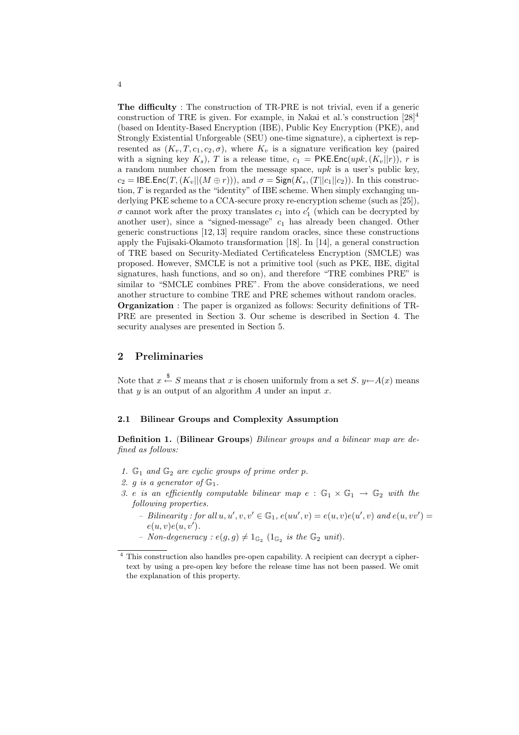**The difficulty** : The construction of TR-PRE is not trivial, even if a generic construction of TRE is given. For example, in Nakai et al.'s construction [28][4] (based on Identity-Based Encryption (IBE), Public Key Encryption (PKE), and Strongly Existential Unforgeable (SEU) one-time signature), a ciphertext is represented as $(K_v, T, c_1, c_2, \sigma)$, where $K_v$ is a signature verification key (paired with a signing key $K_s$), $T$ is a release time, $c_1 = \mathsf{PKE.Enc}(upk, (K_v||r))$, $r$ is a random number chosen from the message space, $upk$ is a user's public key, $c_2 = \mathsf{IBE.Enc}(T, (K_v||(M \oplus r)))$, and $\sigma = \mathsf{Sign}(K_s, (T||c_1||c_2))$. In this construction, $T$ is regarded as the "identity" of IBE scheme. When simply exchanging underlying PKE scheme to a CCA-secure proxy re-encryption scheme (such as [25]), $\sigma$ cannot work after the proxy translates $c_1$ into $c_1'$ (which can be decrypted by another user), since a "signed-message" $c_1$ has already been changed. Other generic constructions [12, 13] require random oracles, since these constructions apply the Fujisaki-Okamoto transformation [18]. In [14], a general construction of TRE based on Security-Mediated Certificateless Encryption (SMCLE) was proposed. However, SMCLE is not a primitive tool (such as PKE, IBE, digital signatures, hash functions, and so on), and therefore "TRE combines PRE" is similar to "SMCLE combines PRE". From the above considerations, we need another structure to combine TRE and PRE schemes without random oracles.

**Organization** : The paper is organized as follows: Security definitions of TR-PRE are presented in Section 3. Our scheme is described in Section 4. The security analyses are presented in Section 5.

## 2 Preliminaries

Note that $x \xleftarrow{\$} S$ means that $x$ is chosen uniformly from a set $S$. $y \leftarrow A(x)$ means that $y$ is an output of an algorithm $A$ under an input $x$.

### 2.1 Bilinear Groups and Complexity Assumption

**Definition 1.** (**Bilinear Groups**) *Bilinear groups and a bilinear map are defined as follows:*

1. *$\mathbb{G}_1$ and $\mathbb{G}_2$ are cyclic groups of prime order $p$.*
2. *$g$ is a generator of $\mathbb{G}_1$.*
3. *$e$ is an efficiently computable bilinear map $e : \mathbb{G}_1 \times \mathbb{G}_1 \rightarrow \mathbb{G}_2$ with the following properties.*
   - *Bilinearity : for all $u, u', v, v' \in \mathbb{G}_1$, $e(uu', v) = e(u, v)e(u', v)$ and $e(u, vv') = e(u, v)e(u, v')$.*
   - *Non-degeneracy : $e(g, g) \neq 1_{\mathbb{G}_2}$ ($1_{\mathbb{G}_2}$ is the $\mathbb{G}_2$ unit).*

[4] This construction also handles pre-open capability. A recipient can decrypt a ciphertext by using a pre-open key before the release time has not been passed. We omit the explanation of this property.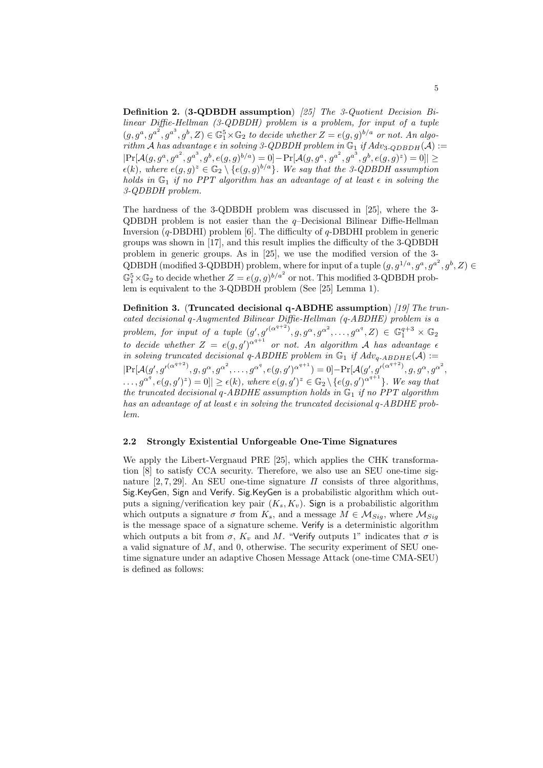**Definition 2.** (**3-QDBDH assumption**) *[25] The 3-Quotient Decision Bilinear Diffie-Hellman (3-QDBDH) problem is a problem, for input of a tuple* $(g, g^a, g^{a^2}, g^{a^3}, g^b, Z) \in \mathbb{G}_1^5 \times \mathbb{G}_2$ *to decide whether* $Z = e(g,g)^{b/a}$ *or not. An algorithm* $\mathcal{A}$ *has advantage* $\epsilon$ *in solving 3-QDBDH problem in* $\mathbb{G}_1$ *if* $Adv_{3\text{-}QDBDH}(\mathcal{A}) := |\Pr[\mathcal{A}(g, g^a, g^{a^2}, g^{a^3}, g^b, e(g,g)^{b/a}) = 0] - \Pr[\mathcal{A}(g, g^a, g^{a^2}, g^{a^3}, g^b, e(g,g)^z) = 0]| \geq \epsilon(k)$*, where* $e(g,g)^z \in \mathbb{G}_2 \setminus \{e(g,g)^{b/a}\}$*. We say that the 3-QDBDH assumption holds in* $\mathbb{G}_1$ *if no PPT algorithm has an advantage of at least* $\epsilon$ *in solving the 3-QDBDH problem.*

The hardness of the 3-QDBDH problem was discussed in [25], where the 3-QDBDH problem is not easier than the $q$–Decisional Bilinear Diffie-Hellman Inversion ($q$-DBDHI) problem [6]. The difficulty of $q$-DBDHI problem in generic groups was shown in [17], and this result implies the difficulty of the 3-QDBDH problem in generic groups. As in [25], we use the modified version of the 3-QDBDH (modified 3-QDBDH) problem, where for input of a tuple $(g, g^{1/a}, g^a, g^{a^2}, g^b, Z) \in \mathbb{G}_1^5 \times \mathbb{G}_2$ to decide whether $Z = e(g,g)^{b/a^2}$ or not. This modified 3-QDBDH problem is equivalent to the 3-QDBDH problem (See [25] Lemma 1).

**Definition 3.** (**Truncated decisional q-ABDHE assumption**) *[19] The truncated decisional q-Augmented Bilinear Diffie-Hellman (q-ABDHE) problem is a problem, for input of a tuple* $(g', g'^{(\alpha^{q+2})}, g, g^\alpha, g^{\alpha^2}, \ldots, g^{\alpha^q}, Z) \in \mathbb{G}_1^{q+3} \times \mathbb{G}_2$ *to decide whether* $Z = e(g,g')^{\alpha^{q+1}}$ *or not. An algorithm* $\mathcal{A}$ *has advantage* $\epsilon$ *in solving truncated decisional q-ABDHE problem in* $\mathbb{G}_1$ *if* $Adv_{q\text{-}ABDHE}(\mathcal{A}) := |\Pr[\mathcal{A}(g', g'^{(\alpha^{q+2})}, g, g^\alpha, g^{\alpha^2}, \ldots, g^{\alpha^q}, e(g,g')^{\alpha^{q+1}}) = 0] - \Pr[\mathcal{A}(g', g'^{(\alpha^{q+2})}, g, g^\alpha, g^{\alpha^2}, \ldots, g^{\alpha^q}, e(g,g')^z) = 0]| \geq \epsilon(k)$*, where* $e(g,g')^z \in \mathbb{G}_2 \setminus \{e(g,g')^{\alpha^{q+1}}\}$*. We say that the truncated decisional q-ABDHE assumption holds in* $\mathbb{G}_1$ *if no PPT algorithm has an advantage of at least* $\epsilon$ *in solving the truncated decisional q-ABDHE problem.*

### 2.2 Strongly Existential Unforgeable One-Time Signatures

We apply the Libert-Vergnaud PRE [25], which applies the CHK transformation [8] to satisfy CCA security. Therefore, we also use an SEU one-time signature [2, 7, 29]. An SEU one-time signature $\Pi$ consists of three algorithms, Sig.KeyGen, Sign and Verify. Sig.KeyGen is a probabilistic algorithm which outputs a signing/verification key pair $(K_s, K_v)$. Sign is a probabilistic algorithm which outputs a signature $\sigma$ from $K_s$, and a message $M \in \mathcal{M}_{Sig}$, where $\mathcal{M}_{Sig}$ is the message space of a signature scheme. Verify is a deterministic algorithm which outputs a bit from $\sigma$, $K_v$ and $M$. "Verify outputs 1" indicates that $\sigma$ is a valid signature of $M$, and 0, otherwise. The security experiment of SEU one-time signature under an adaptive Chosen Message Attack (one-time CMA-SEU) is defined as follows: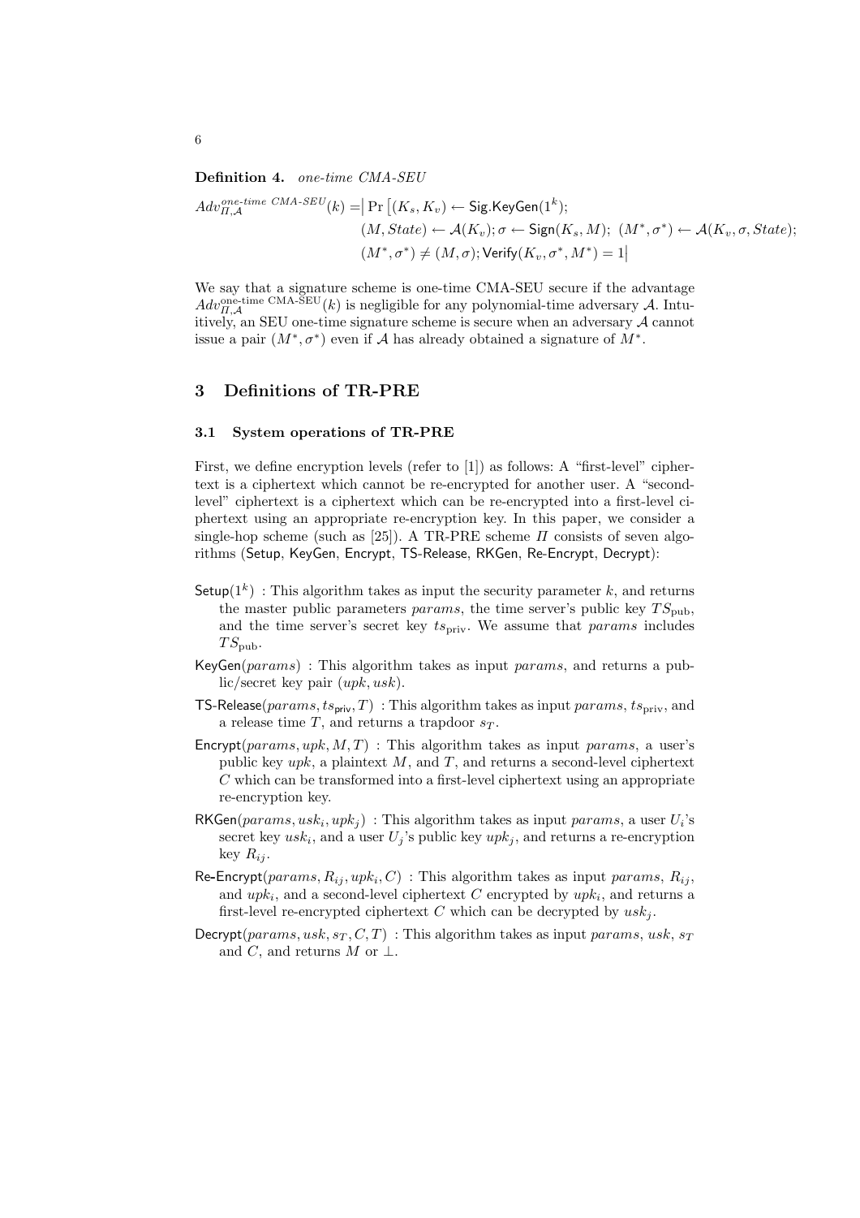**Definition 4.** *one-time CMA-SEU*

$$
\begin{aligned}
Adv_{\Pi,\mathcal{A}}^{one\text{-}time\ CMA\text{-}SEU}(k) = \Big| \Pr \big[ & (K_s, K_v) \leftarrow \mathsf{Sig.KeyGen}(1^k); \\
& (M, State) \leftarrow \mathcal{A}(K_v); \sigma \leftarrow \mathsf{Sign}(K_s, M);\ (M^*, \sigma^*) \leftarrow \mathcal{A}(K_v, \sigma, State); \\
& (M^*, \sigma^*) \neq (M, \sigma); \mathsf{Verify}(K_v, \sigma^*, M^*) = 1 \Big|
\end{aligned}
$$

We say that a signature scheme is one-time CMA-SEU secure if the advantage $Adv_{\Pi,\mathcal{A}}^{\text{one-time CMA-SEU}}(k)$ is negligible for any polynomial-time adversary $\mathcal{A}$. Intuitively, an SEU one-time signature scheme is secure when an adversary $\mathcal{A}$ cannot issue a pair $(M^*, \sigma^*)$ even if $\mathcal{A}$ has already obtained a signature of $M^*$.

## 3 Definitions of TR-PRE

### 3.1 System operations of TR-PRE

First, we define encryption levels (refer to [1]) as follows: A "first-level" ciphertext is a ciphertext which cannot be re-encrypted for another user. A "second-level" ciphertext is a ciphertext which can be re-encrypted into a first-level ciphertext using an appropriate re-encryption key. In this paper, we consider a single-hop scheme (such as [25]). A TR-PRE scheme $\Pi$ consists of seven algorithms (Setup, KeyGen, Encrypt, TS-Release, RKGen, Re-Encrypt, Decrypt):

- $\mathsf{Setup}(1^k)$ : This algorithm takes as input the security parameter $k$, and returns the master public parameters $params$, the time server's public key $TS_{\text{pub}}$, and the time server's secret key $ts_{\text{priv}}$. We assume that $params$ includes $TS_{\text{pub}}$.
- $\mathsf{KeyGen}(params)$ : This algorithm takes as input $params$, and returns a public/secret key pair $(upk, usk)$.
- $\mathsf{TS\text{-}Release}(params, ts_{\mathsf{priv}}, T)$ : This algorithm takes as input $params$, $ts_{\text{priv}}$, and a release time $T$, and returns a trapdoor $s_T$.
- $\mathsf{Encrypt}(params, upk, M, T)$ : This algorithm takes as input $params$, a user's public key $upk$, a plaintext $M$, and $T$, and returns a second-level ciphertext $C$ which can be transformed into a first-level ciphertext using an appropriate re-encryption key.
- $\mathsf{RKGen}(params, usk_i, upk_j)$ : This algorithm takes as input $params$, a user $U_i$'s secret key $usk_i$, and a user $U_j$'s public key $upk_j$, and returns a re-encryption key $R_{ij}$.
- $\mathsf{Re\text{-}Encrypt}(params, R_{ij}, upk_i, C)$ : This algorithm takes as input $params$, $R_{ij}$, and $upk_i$, and a second-level ciphertext $C$ encrypted by $upk_i$, and returns a first-level re-encrypted ciphertext $C$ which can be decrypted by $usk_j$.
- $\mathsf{Decrypt}(params, usk, s_T, C, T)$ : This algorithm takes as input $params$, $usk$, $s_T$ and $C$, and returns $M$ or $\perp$.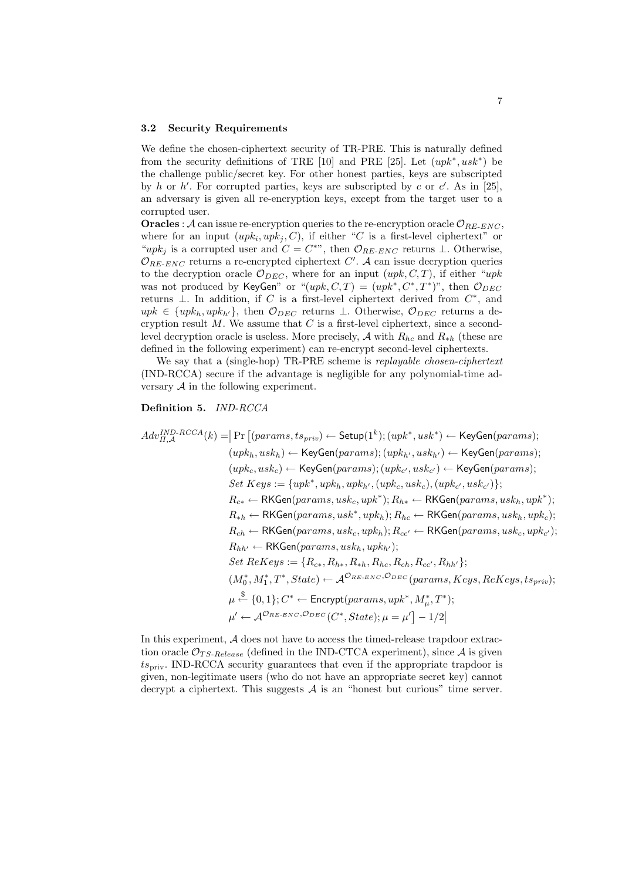### 3.2 Security Requirements

We define the chosen-ciphertext security of TR-PRE. This is naturally defined from the security definitions of TRE [10] and PRE [25]. Let $(upk^*, usk^*)$ be the challenge public/secret key. For other honest parties, keys are subscripted by $h$ or $h'$. For corrupted parties, keys are subscripted by $c$ or $c'$. As in [25], an adversary is given all re-encryption keys, except from the target user to a corrupted user.

**Oracles** : $\mathcal{A}$ can issue re-encryption queries to the re-encryption oracle $\mathcal{O}_{RE\text{-}ENC}$, where for an input $(upk_i, upk_j, C)$, if either "$C$ is a first-level ciphertext" or "$upk_j$ is a corrupted user and $C = C^*$", then $\mathcal{O}_{RE\text{-}ENC}$ returns $\perp$. Otherwise, $\mathcal{O}_{RE\text{-}ENC}$ returns a re-encrypted ciphertext $C'$. $\mathcal{A}$ can issue decryption queries to the decryption oracle $\mathcal{O}_{DEC}$, where for an input $(upk, C, T)$, if either "$upk$ was not produced by $\mathsf{KeyGen}$" or "$(upk, C, T) = (upk^*, C^*, T^*)$", then $\mathcal{O}_{DEC}$ returns $\perp$. In addition, if $C$ is a first-level ciphertext derived from $C^*$, and $upk \in \{upk_h, upk_{h'}\}$, then $\mathcal{O}_{DEC}$ returns $\perp$. Otherwise, $\mathcal{O}_{DEC}$ returns a decryption result $M$. We assume that $C$ is a first-level ciphertext, since a second-level decryption oracle is useless. More precisely, $\mathcal{A}$ with $R_{hc}$ and $R_{*h}$ (these are defined in the following experiment) can re-encrypt second-level ciphertexts.

We say that a (single-hop) TR-PRE scheme is *replayable chosen-ciphertext* (IND-RCCA) secure if the advantage is negligible for any polynomial-time adversary $\mathcal{A}$ in the following experiment.

**Definition 5.** *IND-RCCA*

$$
\begin{aligned}
Adv^{IND\text{-}RCCA}_{\Pi,\mathcal{A}}(k) = \Big| \Pr\big[ & (params, ts_{priv}) \leftarrow \mathsf{Setup}(1^k); (upk^*, usk^*) \leftarrow \mathsf{KeyGen}(params); \\
& (upk_h, usk_h) \leftarrow \mathsf{KeyGen}(params); (upk_{h'}, usk_{h'}) \leftarrow \mathsf{KeyGen}(params); \\
& (upk_c, usk_c) \leftarrow \mathsf{KeyGen}(params); (upk_{c'}, usk_{c'}) \leftarrow \mathsf{KeyGen}(params); \\
& Set\ Keys := \{upk^*, upk_h, upk_{h'}, (upk_c, usk_c), (upk_{c'}, usk_{c'})\}; \\
& R_{c*} \leftarrow \mathsf{RKGen}(params, usk_c, upk^*); R_{h*} \leftarrow \mathsf{RKGen}(params, usk_h, upk^*); \\
& R_{*h} \leftarrow \mathsf{RKGen}(params, usk^*, upk_h); R_{hc} \leftarrow \mathsf{RKGen}(params, usk_h, upk_c); \\
& R_{ch} \leftarrow \mathsf{RKGen}(params, usk_c, upk_h); R_{cc'} \leftarrow \mathsf{RKGen}(params, usk_c, upk_{c'}); \\
& R_{hh'} \leftarrow \mathsf{RKGen}(params, usk_h, upk_{h'}); \\
& Set\ ReKeys := \{R_{c*}, R_{h*}, R_{*h}, R_{hc}, R_{ch}, R_{cc'}, R_{hh'}\}; \\
& (M_0^*, M_1^*, T^*, State) \leftarrow \mathcal{A}^{\mathcal{O}_{RE\text{-}ENC}, \mathcal{O}_{DEC}}(params, Keys, ReKeys, ts_{priv}); \\
& \mu \xleftarrow{\$} \{0,1\}; C^* \leftarrow \mathsf{Encrypt}(params, upk^*, M_\mu^*, T^*); \\
& \mu' \leftarrow \mathcal{A}^{\mathcal{O}_{RE\text{-}ENC}, \mathcal{O}_{DEC}}(C^*, State); \mu = \mu' \big] - 1/2 \Big|
\end{aligned}
$$

In this experiment, $\mathcal{A}$ does not have to access the timed-release trapdoor extraction oracle $\mathcal{O}_{TS\text{-}Release}$ (defined in the IND-CTCA experiment), since $\mathcal{A}$ is given $ts_{\mathrm{priv}}$. IND-RCCA security guarantees that even if the appropriate trapdoor is given, non-legitimate users (who do not have an appropriate secret key) cannot decrypt a ciphertext. This suggests $\mathcal{A}$ is an "honest but curious" time server.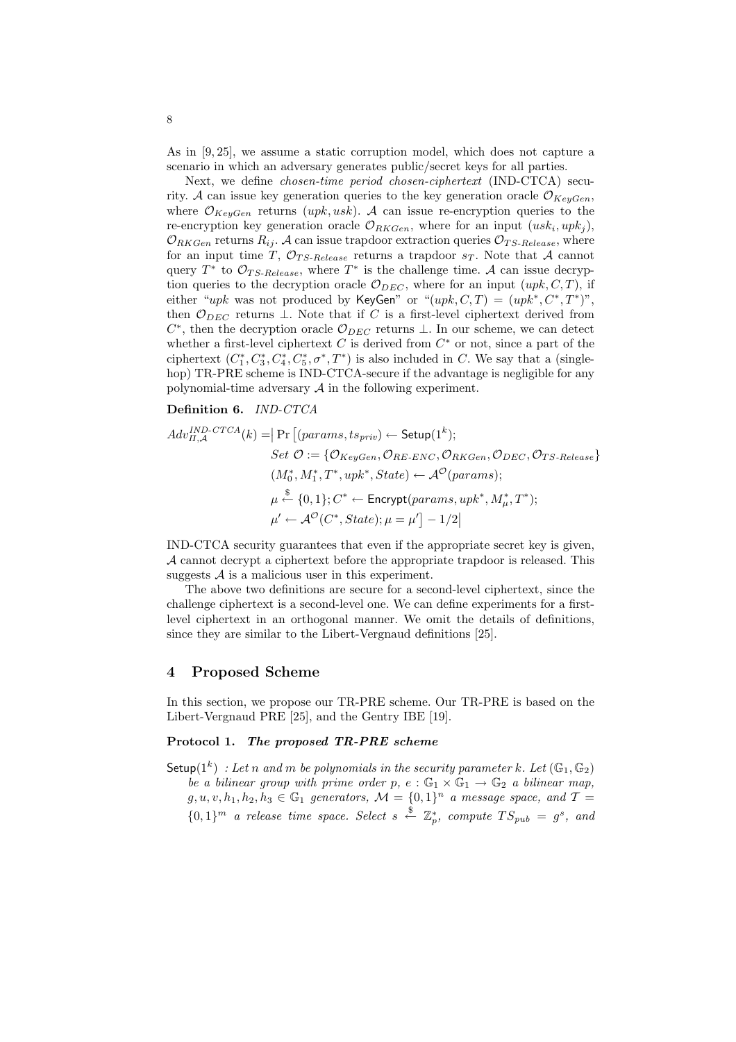As in [9, 25], we assume a static corruption model, which does not capture a scenario in which an adversary generates public/secret keys for all parties.

Next, we define *chosen-time period chosen-ciphertext* (IND-CTCA) security. $\mathcal{A}$ can issue key generation queries to the key generation oracle $\mathcal{O}_{KeyGen}$, where $\mathcal{O}_{KeyGen}$ returns $(upk, usk)$. $\mathcal{A}$ can issue re-encryption queries to the re-encryption key generation oracle $\mathcal{O}_{RKGen}$, where for an input $(usk_i, upk_j)$, $\mathcal{O}_{RKGen}$ returns $R_{ij}$. $\mathcal{A}$ can issue trapdoor extraction queries $\mathcal{O}_{TS\text{-}Release}$, where for an input time $T$, $\mathcal{O}_{TS\text{-}Release}$ returns a trapdoor $s_T$. Note that $\mathcal{A}$ cannot query $T^*$ to $\mathcal{O}_{TS\text{-}Release}$, where $T^*$ is the challenge time. $\mathcal{A}$ can issue decryption queries to the decryption oracle $\mathcal{O}_{DEC}$, where for an input $(upk, C, T)$, if either "$upk$ was not produced by $\mathsf{KeyGen}$" or "$(upk, C, T) = (upk^*, C^*, T^*)$", then $\mathcal{O}_{DEC}$ returns $\perp$. Note that if $C$ is a first-level ciphertext derived from $C^*$, then the decryption oracle $\mathcal{O}_{DEC}$ returns $\perp$. In our scheme, we can detect whether a first-level ciphertext $C$ is derived from $C^*$ or not, since a part of the ciphertext $(C_1^*, C_3^*, C_4^*, C_5^*, \sigma^*, T^*)$ is also included in $C$. We say that a (single-hop) TR-PRE scheme is IND-CTCA-secure if the advantage is negligible for any polynomial-time adversary $\mathcal{A}$ in the following experiment.

**Definition 6.** *IND-CTCA*

$$
\begin{aligned}
Adv_{\Pi,\mathcal{A}}^{IND\text{-}CTCA}(k) = \Big| \Pr\big[ & (params, ts_{priv}) \leftarrow \mathsf{Setup}(1^k); \\
& Set\ \mathcal{O} := \{\mathcal{O}_{KeyGen}, \mathcal{O}_{RE\text{-}ENC}, \mathcal{O}_{RKGen}, \mathcal{O}_{DEC}, \mathcal{O}_{TS\text{-}Release}\} \\
& (M_0^*, M_1^*, T^*, upk^*, State) \leftarrow \mathcal{A}^{\mathcal{O}}(params); \\
& \mu \xleftarrow{\$} \{0,1\}; C^* \leftarrow \mathsf{Encrypt}(params, upk^*, M_\mu^*, T^*); \\
& \mu' \leftarrow \mathcal{A}^{\mathcal{O}}(C^*, State); \mu = \mu' \big] - 1/2 \Big|
\end{aligned}
$$

IND-CTCA security guarantees that even if the appropriate secret key is given, $\mathcal{A}$ cannot decrypt a ciphertext before the appropriate trapdoor is released. This suggests $\mathcal{A}$ is a malicious user in this experiment.

The above two definitions are secure for a second-level ciphertext, since the challenge ciphertext is a second-level one. We can define experiments for a first-level ciphertext in an orthogonal manner. We omit the details of definitions, since they are similar to the Libert-Vergnaud definitions [25].

## 4 Proposed Scheme

In this section, we propose our TR-PRE scheme. Our TR-PRE is based on the Libert-Vergnaud PRE [25], and the Gentry IBE [19].

**Protocol 1.** ***The proposed TR-PRE scheme***

$\mathsf{Setup}(1^k)$ *: Let $n$ and $m$ be polynomials in the security parameter $k$. Let $(\mathbb{G}_1, \mathbb{G}_2)$ be a bilinear group with prime order $p$, $e : \mathbb{G}_1 \times \mathbb{G}_1 \rightarrow \mathbb{G}_2$ a bilinear map, $g, u, v, h_1, h_2, h_3 \in \mathbb{G}_1$ generators, $\mathcal{M} = \{0,1\}^n$ a message space, and $\mathcal{T} = \{0,1\}^m$ a release time space. Select $s \xleftarrow{\$} \mathbb{Z}_p^*$, compute $TS_{pub} = g^s$, and*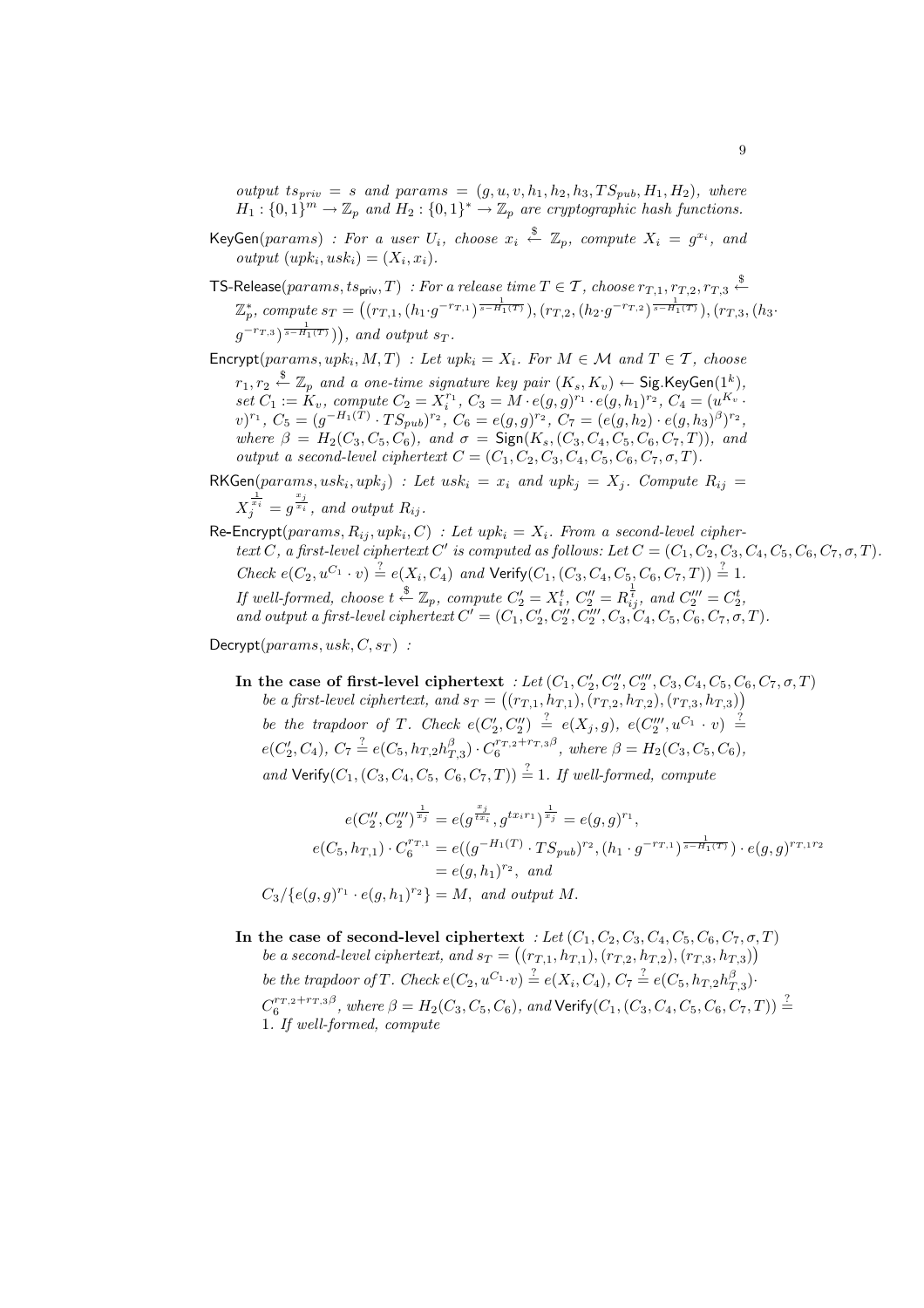*output* $ts_{priv} = s$ *and* $params = (g, u, v, h_1, h_2, h_3, TS_{pub}, H_1, H_2)$*, where* $H_1 : \{0,1\}^m \rightarrow \mathbb{Z}_p$ *and* $H_2 : \{0,1\}^* \rightarrow \mathbb{Z}_p$ *are cryptographic hash functions.*

$\mathsf{KeyGen}(params)$ *: For a user* $U_i$*, choose* $x_i \xleftarrow{\$} \mathbb{Z}_p$*, compute* $X_i = g^{x_i}$*, and output* $(upk_i, usk_i) = (X_i, x_i)$*.*

$\mathsf{TS\text{-}Release}(params, ts_{\mathsf{priv}}, T)$ *: For a release time* $T \in \mathcal{T}$*, choose* $r_{T,1}, r_{T,2}, r_{T,3} \xleftarrow{\$} \mathbb{Z}_p^*$*, compute* $s_T = \big((r_{T,1}, (h_1 \cdot g^{-r_{T,1}})^{\frac{1}{s-H_1(T)}}), (r_{T,2}, (h_2 \cdot g^{-r_{T,2}})^{\frac{1}{s-H_1(T)}}), (r_{T,3}, (h_3 \cdot g^{-r_{T,3}})^{\frac{1}{s-H_1(T)}})\big)$*, and output* $s_T$*.*

$\mathsf{Encrypt}(params, upk_i, M, T)$ *: Let* $upk_i = X_i$*. For* $M \in \mathcal{M}$ *and* $T \in \mathcal{T}$*, choose* $r_1, r_2 \xleftarrow{\$} \mathbb{Z}_p$ *and a one-time signature key pair* $(K_s, K_v) \leftarrow \mathsf{Sig.KeyGen}(1^k)$*, set* $C_1 := K_v$*, compute* $C_2 = X_i^{r_1}$*,* $C_3 = M \cdot e(g,g)^{r_1} \cdot e(g, h_1)^{r_2}$*,* $C_4 = (u^{K_v} \cdot v)^{r_1}$*,* $C_5 = (g^{-H_1(T)} \cdot TS_{pub})^{r_2}$*,* $C_6 = e(g,g)^{r_2}$*,* $C_7 = (e(g, h_2) \cdot e(g, h_3)^{\beta})^{r_2}$*, where* $\beta = H_2(C_3, C_5, C_6)$*, and* $\sigma = \mathsf{Sign}(K_s, (C_3, C_4, C_5, C_6, C_7, T))$*, and output a second-level ciphertext* $C = (C_1, C_2, C_3, C_4, C_5, C_6, C_7, \sigma, T)$*.*

$\mathsf{RKGen}(params, usk_i, upk_j)$ *: Let* $usk_i = x_i$ *and* $upk_j = X_j$*. Compute* $R_{ij} = X_j^{\frac{1}{x_i}} = g^{\frac{x_j}{x_i}}$*, and output* $R_{ij}$*.*

$\mathsf{Re\text{-}Encrypt}(params, R_{ij}, upk_i, C)$ *: Let* $upk_i = X_i$*. From a second-level ciphertext* $C$*, a first-level ciphertext* $C'$ *is computed as follows: Let* $C = (C_1, C_2, C_3, C_4, C_5, C_6, C_7, \sigma, T)$*. Check* $e(C_2, u^{C_1} \cdot v) \stackrel{?}{=} e(X_i, C_4)$ *and* $\mathsf{Verify}(C_1, (C_3, C_4, C_5, C_6, C_7, T)) \stackrel{?}{=} 1$*. If well-formed, choose* $t \xleftarrow{\$} \mathbb{Z}_p$*, compute* $C_2' = X_i^t$*,* $C_2'' = R_{ij}^{\frac{1}{t}}$*, and* $C_2''' = C_2^t$*, and output a first-level ciphertext* $C' = (C_1, C_2', C_2'', C_2''', C_3, C_4, C_5, C_6, C_7, \sigma, T)$*.*

$\mathsf{Decrypt}(params, usk, C, s_T)$ *:*

**In the case of first-level ciphertext** *: Let* $(C_1, C_2', C_2'', C_2''', C_3, C_4, C_5, C_6, C_7, \sigma, T)$ *be a first-level ciphertext, and* $s_T = \big((r_{T,1}, h_{T,1}), (r_{T,2}, h_{T,2}), (r_{T,3}, h_{T,3})\big)$ *be the trapdoor of* $T$*. Check* $e(C_2', C_2'') \stackrel{?}{=} e(X_j, g)$*,* $e(C_2''', u^{C_1} \cdot v) \stackrel{?}{=} e(C_2', C_4)$*,* $C_7 \stackrel{?}{=} e(C_5, h_{T,2} h_{T,3}^{\beta}) \cdot C_6^{r_{T,2} + r_{T,3}\beta}$*, where* $\beta = H_2(C_3, C_5, C_6)$*, and* $\mathsf{Verify}(C_1, (C_3, C_4, C_5, C_6, C_7, T)) \stackrel{?}{=} 1$*. If well-formed, compute*

$$e(C_2'', C_2''')^{\frac{1}{x_j}} = e(g^{\frac{x_j}{t x_i}}, g^{t x_i r_1})^{\frac{1}{x_j}} = e(g,g)^{r_1},$$

$$\begin{aligned} e(C_5, h_{T,1}) \cdot C_6^{r_{T,1}} &= e((g^{-H_1(T)} \cdot TS_{pub})^{r_2}, (h_1 \cdot g^{-r_{T,1}})^{\frac{1}{s-H_1(T)}}) \cdot e(g,g)^{r_{T,1} r_2} \\ &= e(g, h_1)^{r_2}, \text{ and} \end{aligned}$$

$C_3 / \{e(g,g)^{r_1} \cdot e(g, h_1)^{r_2}\} = M$*, and output* $M$*.*

**In the case of second-level ciphertext** *: Let* $(C_1, C_2, C_3, C_4, C_5, C_6, C_7, \sigma, T)$ *be a second-level ciphertext, and* $s_T = \big((r_{T,1}, h_{T,1}), (r_{T,2}, h_{T,2}), (r_{T,3}, h_{T,3})\big)$ *be the trapdoor of* $T$*. Check* $e(C_2, u^{C_1} \cdot v) \stackrel{?}{=} e(X_i, C_4)$*,* $C_7 \stackrel{?}{=} e(C_5, h_{T,2} h_{T,3}^{\beta}) \cdot C_6^{r_{T,2} + r_{T,3}\beta}$*, where* $\beta = H_2(C_3, C_5, C_6)$*, and* $\mathsf{Verify}(C_1, (C_3, C_4, C_5, C_6, C_7, T)) \stackrel{?}{=} 1$*. If well-formed, compute*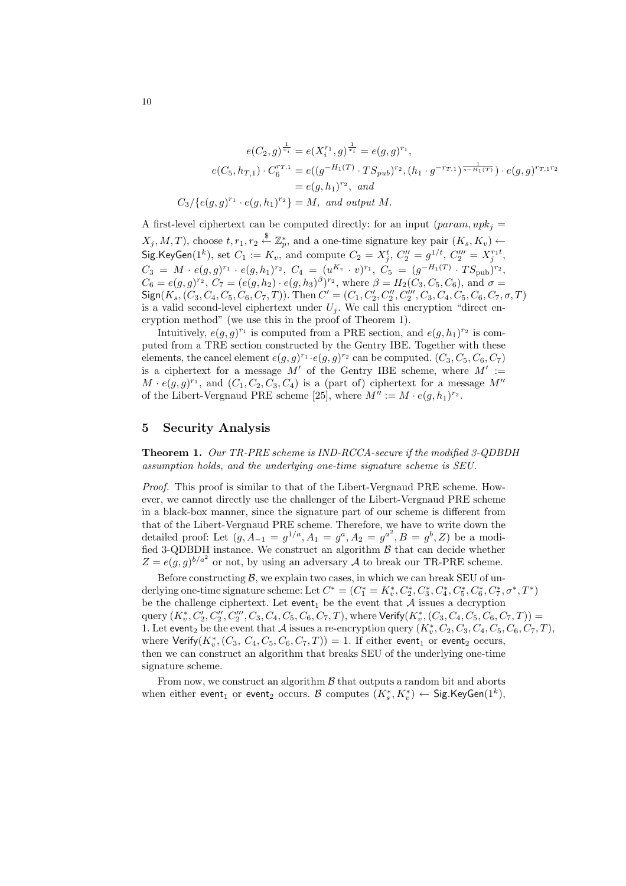$$e(C_2, g)^{\frac{1}{x_i}} = e(X_i^{r_1}, g)^{\frac{1}{x_i}} = e(g, g)^{r_1},$$

$$e(C_5, h_{T,1}) \cdot C_6^{r_{T,1}} = e((g^{-H_1(T)} \cdot TS_{pub})^{r_2}, (h_1 \cdot g^{-r_{T,1}})^{\frac{1}{s - H_1(T)}}) \cdot e(g, g)^{r_{T,1} r_2}$$
$$= e(g, h_1)^{r_2}, \text{ and}$$

$$C_3 / \{e(g, g)^{r_1} \cdot e(g, h_1)^{r_2}\} = M, \text{ and output } M.$$

A first-level ciphertext can be computed directly: for an input $(param, upk_j = X_j, M, T)$, choose $t, r_1, r_2 \xleftarrow{\$} \mathbb{Z}_p^*$, and a one-time signature key pair $(K_s, K_v) \leftarrow \mathsf{Sig.KeyGen}(1^k)$, set $C_1 := K_v$, and compute $C_2 = X_j^t$, $C_2'' = g^{1/t}$, $C_2''' = X_j^{r_1 t}$, $C_3 = M \cdot e(g, g)^{r_1} \cdot e(g, h_1)^{r_2}$, $C_4 = (u^{K_v} \cdot v)^{r_1}$, $C_5 = (g^{-H_1(T)} \cdot TS_{\text{pub}})^{r_2}$, $C_6 = e(g, g)^{r_2}$, $C_7 = (e(g, h_2) \cdot e(g, h_3)^{\beta})^{r_2}$, where $\beta = H_2(C_3, C_5, C_6)$, and $\sigma = \mathsf{Sign}(K_s, (C_3, C_4, C_5, C_6, C_7, T))$. Then $C' = (C_1, C_2', C_2'', C_2''', C_3, C_4, C_5, C_6, C_7, \sigma, T)$ is a valid second-level ciphertext under $U_j$. We call this encryption "direct encryption method" (we use this in the proof of Theorem 1).

Intuitively, $e(g, g)^{r_1}$ is computed from a PRE section, and $e(g, h_1)^{r_2}$ is computed from a TRE section constructed by the Gentry IBE. Together with these elements, the cancel element $e(g, g)^{r_1} \cdot e(g, g)^{r_2}$ can be computed. $(C_3, C_5, C_6, C_7)$ is a ciphertext for a message $M'$ of the Gentry IBE scheme, where $M' := M \cdot e(g, g)^{r_1}$, and $(C_1, C_2, C_3, C_4)$ is a (part of) ciphertext for a message $M''$ of the Libert-Vergnaud PRE scheme [25], where $M'' := M \cdot e(g, h_1)^{r_2}$.

## 5 Security Analysis

**Theorem 1.** *Our TR-PRE scheme is IND-RCCA-secure if the modified 3-QDBDH assumption holds, and the underlying one-time signature scheme is SEU.*

*Proof.* This proof is similar to that of the Libert-Vergnaud PRE scheme. However, we cannot directly use the challenger of the Libert-Vergnaud PRE scheme in a black-box manner, since the signature part of our scheme is different from that of the Libert-Vergnaud PRE scheme. Therefore, we have to write down the detailed proof: Let $(g, A_{-1} = g^{1/a}, A_1 = g^a, A_2 = g^{a^2}, B = g^b, Z)$ be a modified 3-QDBDH instance. We construct an algorithm $\mathcal{B}$ that can decide whether $Z = e(g, g)^{b/a^2}$ or not, by using an adversary $\mathcal{A}$ to break our TR-PRE scheme.

Before constructing $\mathcal{B}$, we explain two cases, in which we can break SEU of underlying one-time signature scheme: Let $C^* = (C_1^* = K_v^*, C_2^*, C_3^*, C_4^*, C_5^*, C_6^*, C_7^*, \sigma^*, T^*)$ be the challenge ciphertext. Let $\mathsf{event}_1$ be the event that $\mathcal{A}$ issues a decryption query $(K_v^*, C_2', C_2'', C_2''', C_3, C_4, C_5, C_6, C_7, T)$, where $\mathsf{Verify}(K_v^*, (C_3, C_4, C_5, C_6, C_7, T)) = 1$. Let $\mathsf{event}_2$ be the event that $\mathcal{A}$ issues a re-encryption query $(K_v^*, C_2, C_3, C_4, C_5, C_6, C_7, T)$, where $\mathsf{Verify}(K_v^*, (C_3, C_4, C_5, C_6, C_7, T)) = 1$. If either $\mathsf{event}_1$ or $\mathsf{event}_2$ occurs, then we can construct an algorithm that breaks SEU of the underlying one-time signature scheme.

From now, we construct an algorithm $\mathcal{B}$ that outputs a random bit and aborts when either $\mathsf{event}_1$ or $\mathsf{event}_2$ occurs. $\mathcal{B}$ computes $(K_s^*, K_v^*) \leftarrow \mathsf{Sig.KeyGen}(1^k)$,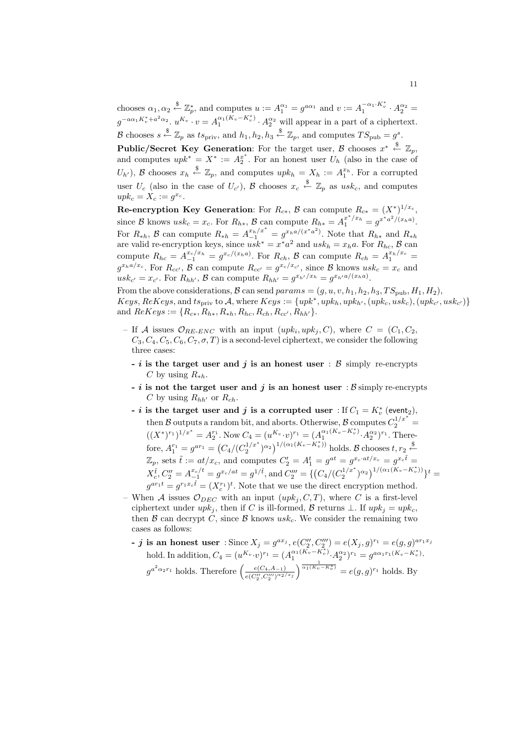chooses $\alpha_1, \alpha_2 \xleftarrow{\$} \mathbb{Z}_p^*$, and computes $u := A_1^{\alpha_1} = g^{a\alpha_1}$ and $v := A_1^{-\alpha_1 \cdot K_v^*} \cdot A_2^{\alpha_2} = g^{-a\alpha_1 K_v^* + a^2\alpha_2}$. $u^{K_v} \cdot v = A_1^{\alpha_1(K_v - K_v^*)} \cdot A_2^{\alpha_2}$ will appear in a part of a ciphertext. $\mathcal{B}$ chooses $s \xleftarrow{\$} \mathbb{Z}_p$ as $ts_{\text{priv}}$, and $h_1, h_2, h_3 \xleftarrow{\$} \mathbb{Z}_p$, and computes $TS_{\text{pub}} = g^s$.

**Public/Secret Key Generation**: For the target user, $\mathcal{B}$ chooses $x^* \xleftarrow{\$} \mathbb{Z}_p$, and computes $upk^* = X^* := A_2^{x^*}$. For an honest user $U_h$ (also in the case of $U_{h'}$), $\mathcal{B}$ chooses $x_h \xleftarrow{\$} \mathbb{Z}_p$, and computes $upk_h = X_h := A_1^{x_h}$. For a corrupted user $U_c$ (also in the case of $U_{c'}$), $\mathcal{B}$ chooses $x_c \xleftarrow{\$} \mathbb{Z}_p$ as $usk_c$, and computes $upk_c = X_c := g^{x_c}$.

**Re-encryption Key Generation**: For $R_{c*}$, $\mathcal{B}$ can compute $R_{c*} = (X^*)^{1/x_c}$, since $\mathcal{B}$ knows $usk_c = x_c$. For $R_{h*}$, $\mathcal{B}$ can compute $R_{h*} = A_1^{x^*/x_h} = g^{x^* a^2/(x_h a)}$. For $R_{*h}$, $\mathcal{B}$ can compute $R_{*h} = A_{-1}^{x_h/x^*} = g^{x_h a/(x^* a^2)}$. Note that $R_{h*}$ and $R_{*h}$ are valid re-encryption keys, since $usk^* = x^* a^2$ and $usk_h = x_h a$. For $R_{hc}$, $\mathcal{B}$ can compute $R_{hc} = A_{-1}^{x_c/x_h} = g^{x_c/(x_h a)}$. For $R_{ch}$, $\mathcal{B}$ can compute $R_{ch} = A_1^{x_h/x_c} = g^{x_h a/x_c}$. For $R_{cc'}$, $\mathcal{B}$ can compute $R_{cc'} = g^{x_c/x_{c'}}$, since $\mathcal{B}$ knows $usk_c = x_c$ and $usk_{c'} = x_{c'}$. For $R_{hh'}$, $\mathcal{B}$ can compute $R_{hh'} = g^{x_{h'}/x_h} = g^{x_{h'} a/(x_h a)}$.

From the above considerations, $\mathcal{B}$ can send $params = (g, u, v, h_1, h_2, h_3, TS_{\text{pub}}, H_1, H_2)$, $Keys$, $ReKeys$, and $ts_{\text{priv}}$ to $\mathcal{A}$, where $Keys := \{upk^*, upk_h, upk_{h'}, (upk_c, usk_c), (upk_{c'}, usk_{c'})\}$ and $ReKeys := \{R_{c*}, R_{h*}, R_{*h}, R_{hc}, R_{ch}, R_{cc'}, R_{hh'}\}$.

- If $\mathcal{A}$ issues $\mathcal{O}_{RE\text{-}ENC}$ with an input $(upk_i, upk_j, C)$, where $C = (C_1, C_2, C_3, C_4, C_5, C_6, C_7, \sigma, T)$ is a second-level ciphertext, we consider the following three cases:
  - **$i$ is the target user and $j$ is an honest user** : $\mathcal{B}$ simply re-encrypts $C$ by using $R_{*h}$.
  - **$i$ is not the target user and $j$ is an honest user** : $\mathcal{B}$ simply re-encrypts $C$ by using $R_{hh'}$ or $R_{ch}$.
  - **$i$ is the target user and $j$ is a corrupted user** : If $C_1 = K_v^*$ ($\mathsf{event}_2$), then $\mathcal{B}$ outputs a random bit, and aborts. Otherwise, $\mathcal{B}$ computes $C_2^{1/x^*} = ((X^*)^{r_1})^{1/x^*} = A_2^{r_1}$. Now $C_4 = (u^{K_v} \cdot v)^{r_1} = (A_1^{\alpha_1(K_v - K_v^*)} \cdot A_2^{\alpha_2})^{r_1}$. Therefore, $A_1^{r_1} = g^{ar_1} = \left(C_4/(C_2^{1/x^*})^{\alpha_2}\right)^{1/(\alpha_1(K_v - K_v^*))}$ holds. $\mathcal{B}$ chooses $t, r_2 \xleftarrow{\$} \mathbb{Z}_p$, sets $\tilde{t} := at/x_c$, and computes $C_2' = A_1^t = g^{at} = g^{x_c \cdot at/x_c} = g^{x_c \tilde{t}} = X_c^{\tilde{t}}$, $C_2'' = A_{-1}^{x_c/t} = g^{x_c/at} = g^{1/\tilde{t}}$, and $C_2''' = \{\left(C_4/(C_2^{1/x^*})^{\alpha_2}\right)^{1/(\alpha_1(K_v - K_v^*))}\}^t = g^{ar_1 t} = g^{r_1 x_c \tilde{t}} = (X_c^{r_1})^t$. Note that we use the direct encryption method.
- When $\mathcal{A}$ issues $\mathcal{O}_{DEC}$ with an input $(upk_j, C, T)$, where $C$ is a first-level ciphertext under $upk_j$, then if $C$ is ill-formed, $\mathcal{B}$ returns $\perp$. If $upk_j = upk_c$, then $\mathcal{B}$ can decrypt $C$, since $\mathcal{B}$ knows $usk_c$. We consider the remaining two cases as follows:
  - **$j$ is an honest user** : Since $X_j = g^{ax_j}$, $e(C_2'', C_2''') = e(X_j, g)^{r_1} = e(g,g)^{ar_1 x_j}$ hold. In addition, $C_4 = (u^{K_v} \cdot v)^{r_1} = (A_1^{\alpha_1(K_v - K_v^*)} \cdot A_2^{\alpha_2})^{r_1} = g^{a\alpha_1 r_1 (K_v - K_v^*)} \cdot g^{a^2 \alpha_2 r_1}$ holds. Therefore $\left(\frac{e(C_4, A_{-1})}{e(C_2'', C_2''')^{\alpha_2/x_j}}\right)^{\frac{1}{\alpha_1(K_v - K_v^*)}} = e(g,g)^{r_1}$ holds. By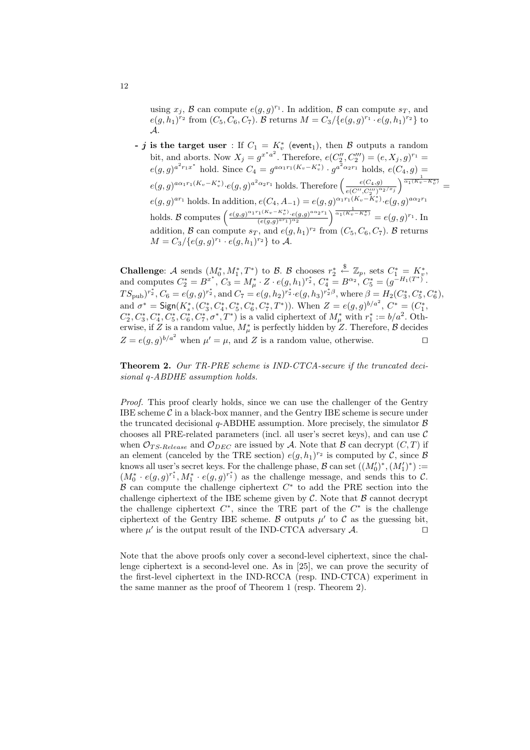using $x_j$, $\mathcal{B}$ can compute $e(g,g)^{r_1}$. In addition, $\mathcal{B}$ can compute $s_T$, and $e(g,h_1)^{r_2}$ from $(C_5, C_6, C_7)$. $\mathcal{B}$ returns $M = C_3/\{e(g,g)^{r_1} \cdot e(g,h_1)^{r_2}\}$ to $\mathcal{A}$.

- **$j$ is the target user** : If $C_1 = K_v^*$ ($\mathsf{event}_1$), then $\mathcal{B}$ outputs a random bit, and aborts. Now $X_j = g^{x^* a^2}$. Therefore, $e(C_2'', C_2''') = (e, X_j, g)^{r_1} = e(g,g)^{a^2 r_1 x^*}$ hold. Since $C_4 = g^{a\alpha_1 r_1 (K_v - K_v^*)} \cdot g^{a^2 \alpha_2 r_1}$ holds, $e(C_4, g) = e(g,g)^{a\alpha_1 r_1 (K_v - K_v^*)} \cdot e(g,g)^{a^2 \alpha_2 r_1}$ holds. Therefore $\left(\frac{e(C_4,g)}{e(C'',C_2''')^{\alpha_2/x_j}}\right)^{\frac{1}{\alpha_1(K_v - K_v^*)}} = e(g,g)^{a r_1}$ holds. In addition, $e(C_4, A_{-1}) = e(g,g)^{\alpha_1 r_1 (K_v - K_v^*)} \cdot e(g,g)^{a\alpha_2 r_1}$ holds. $\mathcal{B}$ computes $\left(\frac{e(g,g)^{\alpha_1 r_1 (K_v - K_v^*)} \cdot e(g,g)^{a\alpha_2 r_1}}{(e(g,g)^{a r_1})^{\alpha_2}}\right)^{\frac{1}{\alpha_1(K_v - K_v^*)}} = e(g,g)^{r_1}$. In addition, $\mathcal{B}$ can compute $s_T$, and $e(g,h_1)^{r_2}$ from $(C_5, C_6, C_7)$. $\mathcal{B}$ returns $M = C_3/\{e(g,g)^{r_1} \cdot e(g,h_1)^{r_2}\}$ to $\mathcal{A}$.

**Challenge**: $\mathcal{A}$ sends $(M_0^*, M_1^*, T^*)$ to $\mathcal{B}$. $\mathcal{B}$ chooses $r_2^* \xleftarrow{\$} \mathbb{Z}_p$, sets $C_1^* = K_v^*$, and computes $C_2^* = B^{x^*}$, $C_3 = M_\mu^* \cdot Z \cdot e(g,h_1)^{r_2^*}$, $C_4^* = B^{\alpha_2}$, $C_5^* = (g^{-H_1(T^*)} \cdot TS_{\text{pub}})^{r_2^*}$, $C_6 = e(g,g)^{r_2^*}$, and $C_7 = e(g,h_2)^{r_2^*} \cdot e(g,h_3)^{r_2^* \beta}$, where $\beta = H_2(C_3^*, C_5^*, C_6^*)$, and $\sigma^* = \mathsf{Sign}(K_s^*, (C_3^*, C_4^*, C_5^*, C_6^*, C_7^*, T^*))$. When $Z = e(g,g)^{b/a^2}$, $C^* = (C_1^*, C_2^*, C_3^*, C_4^*, C_5^*, C_6^*, C_7^*, \sigma^*, T^*)$ is a valid ciphertext of $M_\mu^*$ with $r_1^* := b/a^2$. Otherwise, if $Z$ is a random value, $M_\mu^*$ is perfectly hidden by $Z$. Therefore, $\mathcal{B}$ decides $Z = e(g,g)^{b/a^2}$ when $\mu' = \mu$, and $Z$ is a random value, otherwise. $\square$

**Theorem 2.** *Our TR-PRE scheme is IND-CTCA-secure if the truncated decisional q-ABDHE assumption holds.*

*Proof.* This proof clearly holds, since we can use the challenger of the Gentry IBE scheme $\mathcal{C}$ in a black-box manner, and the Gentry IBE scheme is secure under the truncated decisional $q$-ABDHE assumption. More precisely, the simulator $\mathcal{B}$ chooses all PRE-related parameters (incl. all user's secret keys), and can use $\mathcal{C}$ when $\mathcal{O}_{TS\text{-}Release}$ and $\mathcal{O}_{DEC}$ are issued by $\mathcal{A}$. Note that $\mathcal{B}$ can decrypt $(C, T)$ if an element (canceled by the TRE section) $e(g,h_1)^{r_2}$ is computed by $\mathcal{C}$, since $\mathcal{B}$ knows all user's secret keys. For the challenge phase, $\mathcal{B}$ can set $((M_0')^*, (M_1')^*) := (M_0^* \cdot e(g,g)^{r_1^*}, M_1^* \cdot e(g,g)^{r_1^*})$ as the challenge message, and sends this to $\mathcal{C}$. $\mathcal{B}$ can compute the challenge ciphertext $C^*$ to add the PRE section into the challenge ciphertext of the IBE scheme given by $\mathcal{C}$. Note that $\mathcal{B}$ cannot decrypt the challenge ciphertext $C^*$, since the TRE part of the $C^*$ is the challenge ciphertext of the Gentry IBE scheme. $\mathcal{B}$ outputs $\mu'$ to $\mathcal{C}$ as the guessing bit, where $\mu'$ is the output result of the IND-CTCA adversary $\mathcal{A}$. $\square$

Note that the above proofs only cover a second-level ciphertext, since the challenge ciphertext is a second-level one. As in [25], we can prove the security of the first-level ciphertext in the IND-RCCA (resp. IND-CTCA) experiment in the same manner as the proof of Theorem 1 (resp. Theorem 2).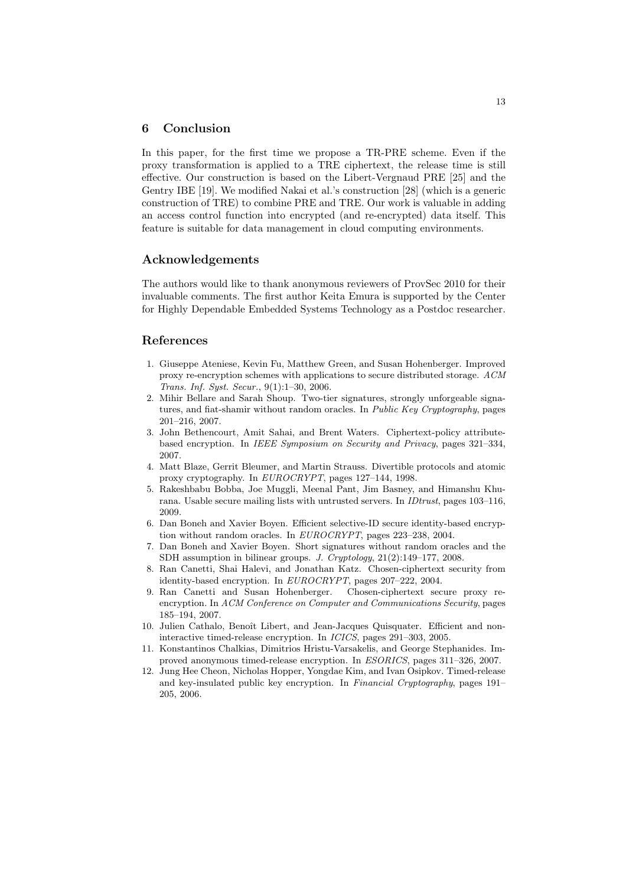## 6 Conclusion

In this paper, for the first time we propose a TR-PRE scheme. Even if the proxy transformation is applied to a TRE ciphertext, the release time is still effective. Our construction is based on the Libert-Vergnaud PRE [25] and the Gentry IBE [19]. We modified Nakai et al.'s construction [28] (which is a generic construction of TRE) to combine PRE and TRE. Our work is valuable in adding an access control function into encrypted (and re-encrypted) data itself. This feature is suitable for data management in cloud computing environments.

## Acknowledgements

The authors would like to thank anonymous reviewers of ProvSec 2010 for their invaluable comments. The first author Keita Emura is supported by the Center for Highly Dependable Embedded Systems Technology as a Postdoc researcher.

## References

1. Giuseppe Ateniese, Kevin Fu, Matthew Green, and Susan Hohenberger. Improved proxy re-encryption schemes with applications to secure distributed storage. *ACM Trans. Inf. Syst. Secur.*, 9(1):1–30, 2006.
2. Mihir Bellare and Sarah Shoup. Two-tier signatures, strongly unforgeable signatures, and fiat-shamir without random oracles. In *Public Key Cryptography*, pages 201–216, 2007.
3. John Bethencourt, Amit Sahai, and Brent Waters. Ciphertext-policy attribute-based encryption. In *IEEE Symposium on Security and Privacy*, pages 321–334, 2007.
4. Matt Blaze, Gerrit Bleumer, and Martin Strauss. Divertible protocols and atomic proxy cryptography. In *EUROCRYPT*, pages 127–144, 1998.
5. Rakeshbabu Bobba, Joe Muggli, Meenal Pant, Jim Basney, and Himanshu Khurana. Usable secure mailing lists with untrusted servers. In *IDtrust*, pages 103–116, 2009.
6. Dan Boneh and Xavier Boyen. Efficient selective-ID secure identity-based encryption without random oracles. In *EUROCRYPT*, pages 223–238, 2004.
7. Dan Boneh and Xavier Boyen. Short signatures without random oracles and the SDH assumption in bilinear groups. *J. Cryptology*, 21(2):149–177, 2008.
8. Ran Canetti, Shai Halevi, and Jonathan Katz. Chosen-ciphertext security from identity-based encryption. In *EUROCRYPT*, pages 207–222, 2004.
9. Ran Canetti and Susan Hohenberger. Chosen-ciphertext secure proxy re-encryption. In *ACM Conference on Computer and Communications Security*, pages 185–194, 2007.
10. Julien Cathalo, Benoît Libert, and Jean-Jacques Quisquater. Efficient and non-interactive timed-release encryption. In *ICICS*, pages 291–303, 2005.
11. Konstantinos Chalkias, Dimitrios Hristu-Varsakelis, and George Stephanides. Improved anonymous timed-release encryption. In *ESORICS*, pages 311–326, 2007.
12. Jung Hee Cheon, Nicholas Hopper, Yongdae Kim, and Ivan Osipkov. Timed-release and key-insulated public key encryption. In *Financial Cryptography*, pages 191–205, 2006.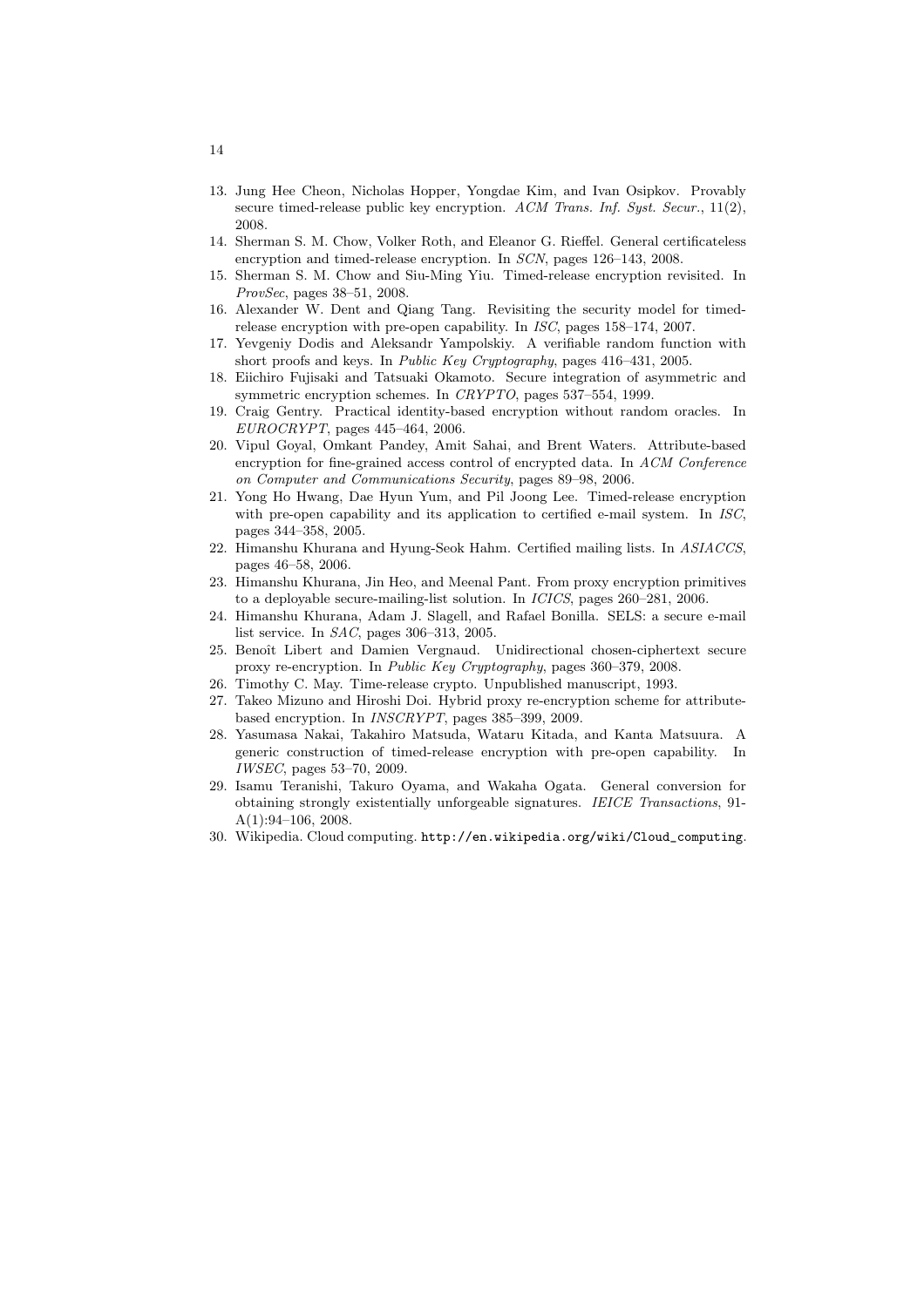13. Jung Hee Cheon, Nicholas Hopper, Yongdae Kim, and Ivan Osipkov. Provably secure timed-release public key encryption. *ACM Trans. Inf. Syst. Secur.*, 11(2), 2008.
14. Sherman S. M. Chow, Volker Roth, and Eleanor G. Rieffel. General certificateless encryption and timed-release encryption. In *SCN*, pages 126–143, 2008.
15. Sherman S. M. Chow and Siu-Ming Yiu. Timed-release encryption revisited. In *ProvSec*, pages 38–51, 2008.
16. Alexander W. Dent and Qiang Tang. Revisiting the security model for timed-release encryption with pre-open capability. In *ISC*, pages 158–174, 2007.
17. Yevgeniy Dodis and Aleksandr Yampolskiy. A verifiable random function with short proofs and keys. In *Public Key Cryptography*, pages 416–431, 2005.
18. Eiichiro Fujisaki and Tatsuaki Okamoto. Secure integration of asymmetric and symmetric encryption schemes. In *CRYPTO*, pages 537–554, 1999.
19. Craig Gentry. Practical identity-based encryption without random oracles. In *EUROCRYPT*, pages 445–464, 2006.
20. Vipul Goyal, Omkant Pandey, Amit Sahai, and Brent Waters. Attribute-based encryption for fine-grained access control of encrypted data. In *ACM Conference on Computer and Communications Security*, pages 89–98, 2006.
21. Yong Ho Hwang, Dae Hyun Yum, and Pil Joong Lee. Timed-release encryption with pre-open capability and its application to certified e-mail system. In *ISC*, pages 344–358, 2005.
22. Himanshu Khurana and Hyung-Seok Hahm. Certified mailing lists. In *ASIACCS*, pages 46–58, 2006.
23. Himanshu Khurana, Jin Heo, and Meenal Pant. From proxy encryption primitives to a deployable secure-mailing-list solution. In *ICICS*, pages 260–281, 2006.
24. Himanshu Khurana, Adam J. Slagell, and Rafael Bonilla. SELS: a secure e-mail list service. In *SAC*, pages 306–313, 2005.
25. Benoît Libert and Damien Vergnaud. Unidirectional chosen-ciphertext secure proxy re-encryption. In *Public Key Cryptography*, pages 360–379, 2008.
26. Timothy C. May. Time-release crypto. Unpublished manuscript, 1993.
27. Takeo Mizuno and Hiroshi Doi. Hybrid proxy re-encryption scheme for attribute-based encryption. In *INSCRYPT*, pages 385–399, 2009.
28. Yasumasa Nakai, Takahiro Matsuda, Wataru Kitada, and Kanta Matsuura. A generic construction of timed-release encryption with pre-open capability. In *IWSEC*, pages 53–70, 2009.
29. Isamu Teranishi, Takuro Oyama, and Wakaha Ogata. General conversion for obtaining strongly existentially unforgeable signatures. *IEICE Transactions*, 91-A(1):94–106, 2008.
30. Wikipedia. Cloud computing. `http://en.wikipedia.org/wiki/Cloud_computing`.